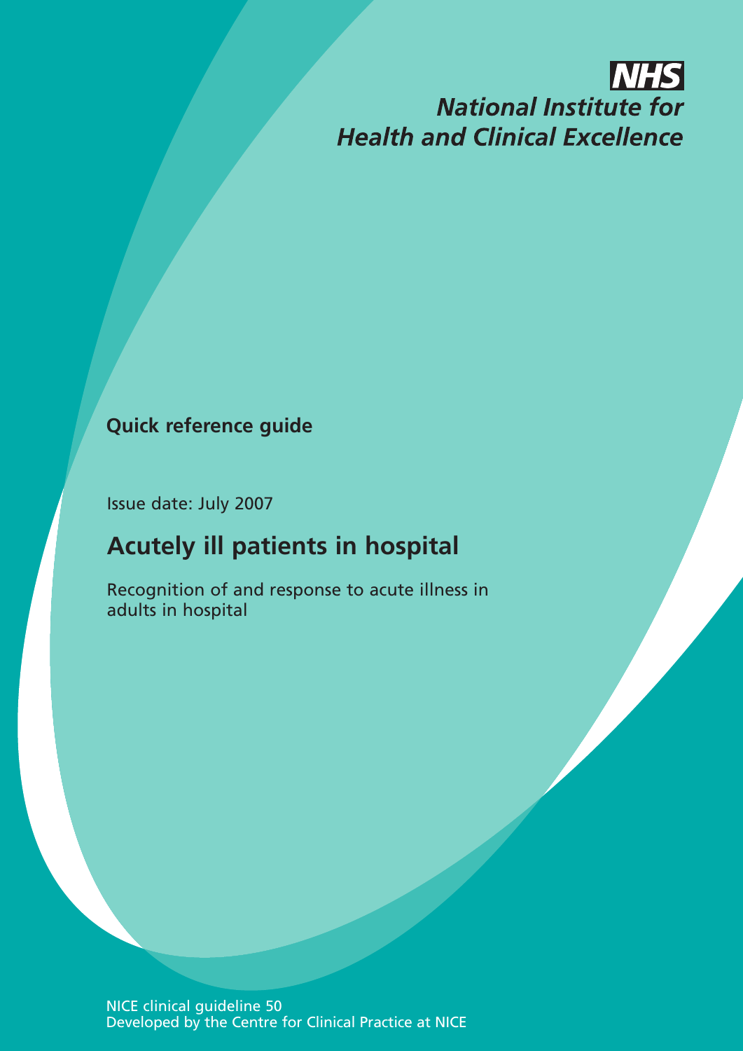**NHS**

*National Institute for Health and Clinical Excellence*

**Quick reference guide**

Issue date: July 2007

# Acutely ill patients in hospital

Recognition of and response to acute illness in adults in hospital

NICE clinical guideline 50
Developed by the Centre for Clinical Practice at NICE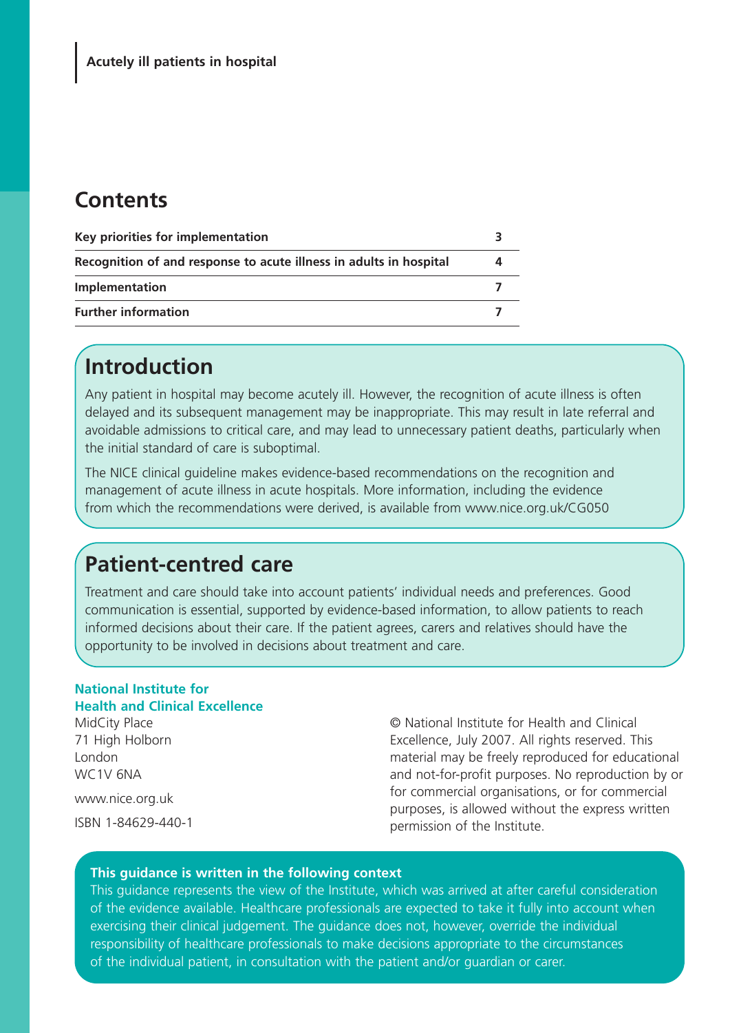## Contents

| Key priorities for implementation | 3 |
|---|---|
| Recognition of and response to acute illness in adults in hospital | 4 |
| Implementation | 7 |
| Further information | 7 |

## Introduction

Any patient in hospital may become acutely ill. However, the recognition of acute illness is often delayed and its subsequent management may be inappropriate. This may result in late referral and avoidable admissions to critical care, and may lead to unnecessary patient deaths, particularly when the initial standard of care is suboptimal.

The NICE clinical guideline makes evidence-based recommendations on the recognition and management of acute illness in acute hospitals. More information, including the evidence from which the recommendations were derived, is available from www.nice.org.uk/CG050

## Patient-centred care

Treatment and care should take into account patients' individual needs and preferences. Good communication is essential, supported by evidence-based information, to allow patients to reach informed decisions about their care. If the patient agrees, carers and relatives should have the opportunity to be involved in decisions about treatment and care.

**National Institute for Health and Clinical Excellence**
MidCity Place
71 High Holborn
London
WC1V 6NA

www.nice.org.uk

ISBN 1-84629-440-1

© National Institute for Health and Clinical Excellence, July 2007. All rights reserved. This material may be freely reproduced for educational and not-for-profit purposes. No reproduction by or for commercial organisations, or for commercial purposes, is allowed without the express written permission of the Institute.

**This guidance is written in the following context**

This guidance represents the view of the Institute, which was arrived at after careful consideration of the evidence available. Healthcare professionals are expected to take it fully into account when exercising their clinical judgement. The guidance does not, however, override the individual responsibility of healthcare professionals to make decisions appropriate to the circumstances of the individual patient, in consultation with the patient and/or guardian or carer.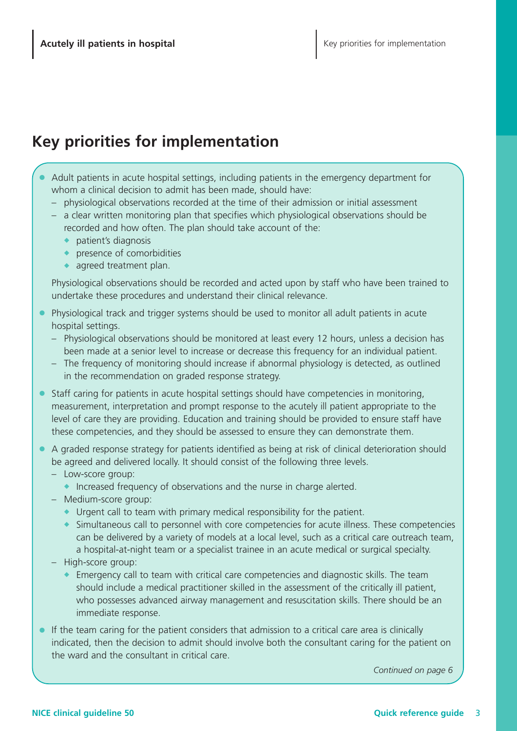# Key priorities for implementation

- Adult patients in acute hospital settings, including patients in the emergency department for whom a clinical decision to admit has been made, should have:
  - physiological observations recorded at the time of their admission or initial assessment
  - a clear written monitoring plan that specifies which physiological observations should be recorded and how often. The plan should take account of the:
    - patient's diagnosis
    - presence of comorbidities
    - agreed treatment plan.

  Physiological observations should be recorded and acted upon by staff who have been trained to undertake these procedures and understand their clinical relevance.

- Physiological track and trigger systems should be used to monitor all adult patients in acute hospital settings.
  - Physiological observations should be monitored at least every 12 hours, unless a decision has been made at a senior level to increase or decrease this frequency for an individual patient.
  - The frequency of monitoring should increase if abnormal physiology is detected, as outlined in the recommendation on graded response strategy.

- Staff caring for patients in acute hospital settings should have competencies in monitoring, measurement, interpretation and prompt response to the acutely ill patient appropriate to the level of care they are providing. Education and training should be provided to ensure staff have these competencies, and they should be assessed to ensure they can demonstrate them.

- A graded response strategy for patients identified as being at risk of clinical deterioration should be agreed and delivered locally. It should consist of the following three levels.
  - Low-score group:
    - Increased frequency of observations and the nurse in charge alerted.
  - Medium-score group:
    - Urgent call to team with primary medical responsibility for the patient.
    - Simultaneous call to personnel with core competencies for acute illness. These competencies can be delivered by a variety of models at a local level, such as a critical care outreach team, a hospital-at-night team or a specialist trainee in an acute medical or surgical specialty.
  - High-score group:
    - Emergency call to team with critical care competencies and diagnostic skills. The team should include a medical practitioner skilled in the assessment of the critically ill patient, who possesses advanced airway management and resuscitation skills. There should be an immediate response.

- If the team caring for the patient considers that admission to a critical care area is clinically indicated, then the decision to admit should involve both the consultant caring for the patient on the ward and the consultant in critical care.

*Continued on page 6*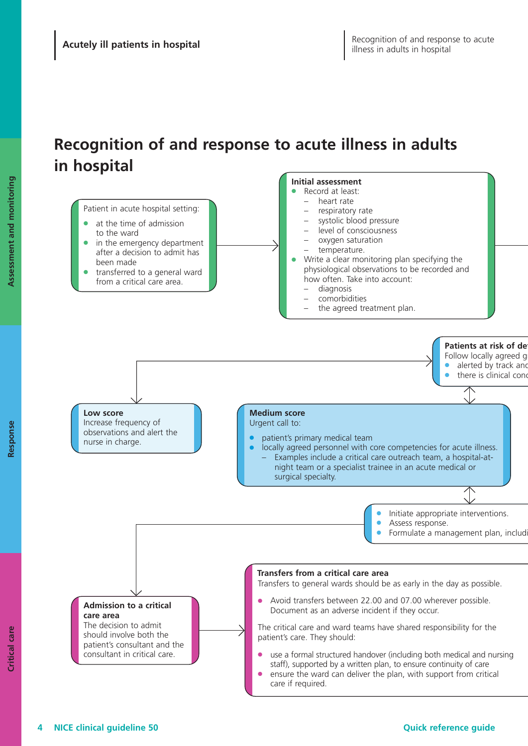# Recognition of and response to acute illness in adults in hospital

**Assessment and monitoring**

Patient in acute hospital setting:

- at the time of admission to the ward
- in the emergency department after a decision to admit has been made
- transferred to a general ward from a critical care area.

**Initial assessment**

- Record at least:
  - heart rate
  - respiratory rate
  - systolic blood pressure
  - level of consciousness
  - oxygen saturation
  - temperature.
- Write a clear monitoring plan specifying the physiological observations to be recorded and how often. Take into account:
  - diagnosis
  - comorbidities
  - the agreed treatment plan.

**Response**

**Patients at risk of de**
Follow locally agreed g
- alerted by track anc
- there is clinical conc

**Low score**
Increase frequency of observations and alert the nurse in charge.

**Medium score**
Urgent call to:

- patient's primary medical team
- locally agreed personnel with core competencies for acute illness.
  - Examples include a critical care outreach team, a hospital-at-night team or a specialist trainee in an acute medical or surgical specialty.

- Initiate appropriate interventions.
- Assess response.
- Formulate a management plan, includi

**Critical care**

**Admission to a critical care area**
The decision to admit should involve both the patient's consultant and the consultant in critical care.

**Transfers from a critical care area**
Transfers to general wards should be as early in the day as possible.

- Avoid transfers between 22.00 and 07.00 wherever possible. Document as an adverse incident if they occur.

The critical care and ward teams have shared responsibility for the patient's care. They should:

- use a formal structured handover (including both medical and nursing staff), supported by a written plan, to ensure continuity of care
- ensure the ward can deliver the plan, with support from critical care if required.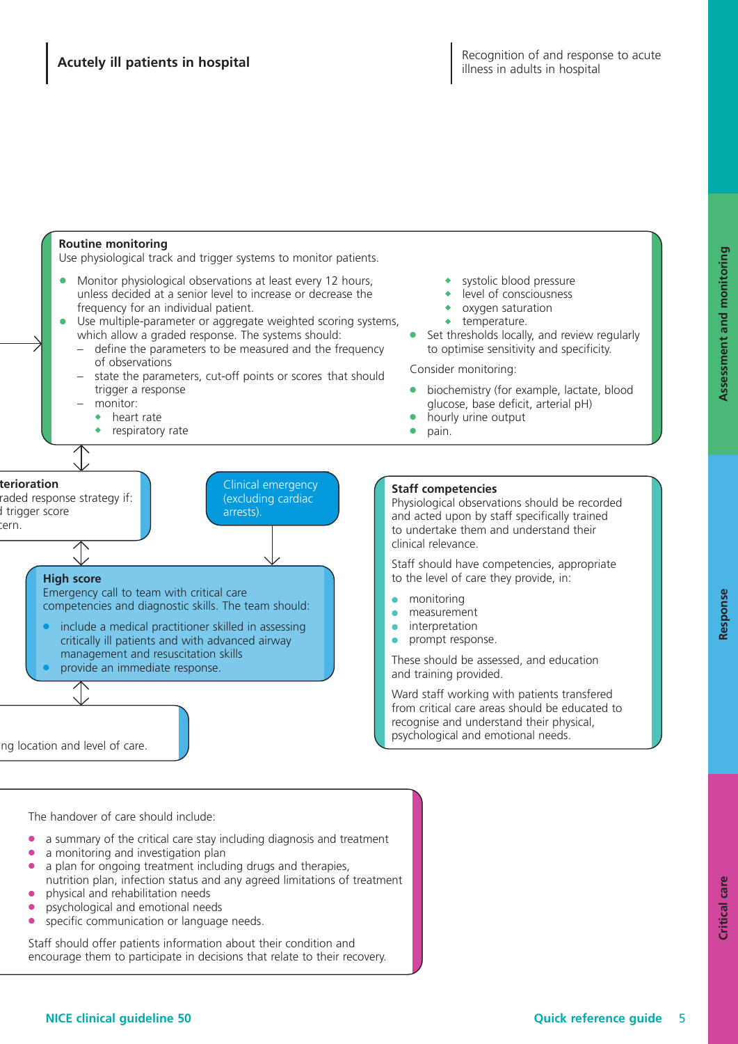### Routine monitoring

Use physiological track and trigger systems to monitor patients.

- Monitor physiological observations at least every 12 hours, unless decided at a senior level to increase or decrease the frequency for an individual patient.
- Use multiple-parameter or aggregate weighted scoring systems, which allow a graded response. The systems should:
  - define the parameters to be measured and the frequency of observations
  - state the parameters, cut-off points or scores that should trigger a response
  - monitor:
    - heart rate
    - respiratory rate
    - systolic blood pressure
    - level of consciousness
    - oxygen saturation
    - temperature.
- Set thresholds locally, and review regularly to optimise sensitivity and specificity.

Consider monitoring:

- biochemistry (for example, lactate, blood glucose, base deficit, arterial pH)
- hourly urine output
- pain.

### teri­oration

raded response strategy if:
d trigger score
tern.

Clinical emergency (excluding cardiac arrests).

### High score

Emergency call to team with critical care competencies and diagnostic skills. The team should:

- include a medical practitioner skilled in assessing critically ill patients and with advanced airway management and resuscitation skills
- provide an immediate response.

ng location and level of care.

### Staff competencies

Physiological observations should be recorded and acted upon by staff specifically trained to undertake them and understand their clinical relevance.

Staff should have competencies, appropriate to the level of care they provide, in:

- monitoring
- measurement
- interpretation
- prompt response.

These should be assessed, and education and training provided.

Ward staff working with patients transfered from critical care areas should be educated to recognise and understand their physical, psychological and emotional needs.

The handover of care should include:

- a summary of the critical care stay including diagnosis and treatment
- a monitoring and investigation plan
- a plan for ongoing treatment including drugs and therapies, nutrition plan, infection status and any agreed limitations of treatment
- physical and rehabilitation needs
- psychological and emotional needs
- specific communication or language needs.

Staff should offer patients information about their condition and encourage them to participate in decisions that relate to their recovery.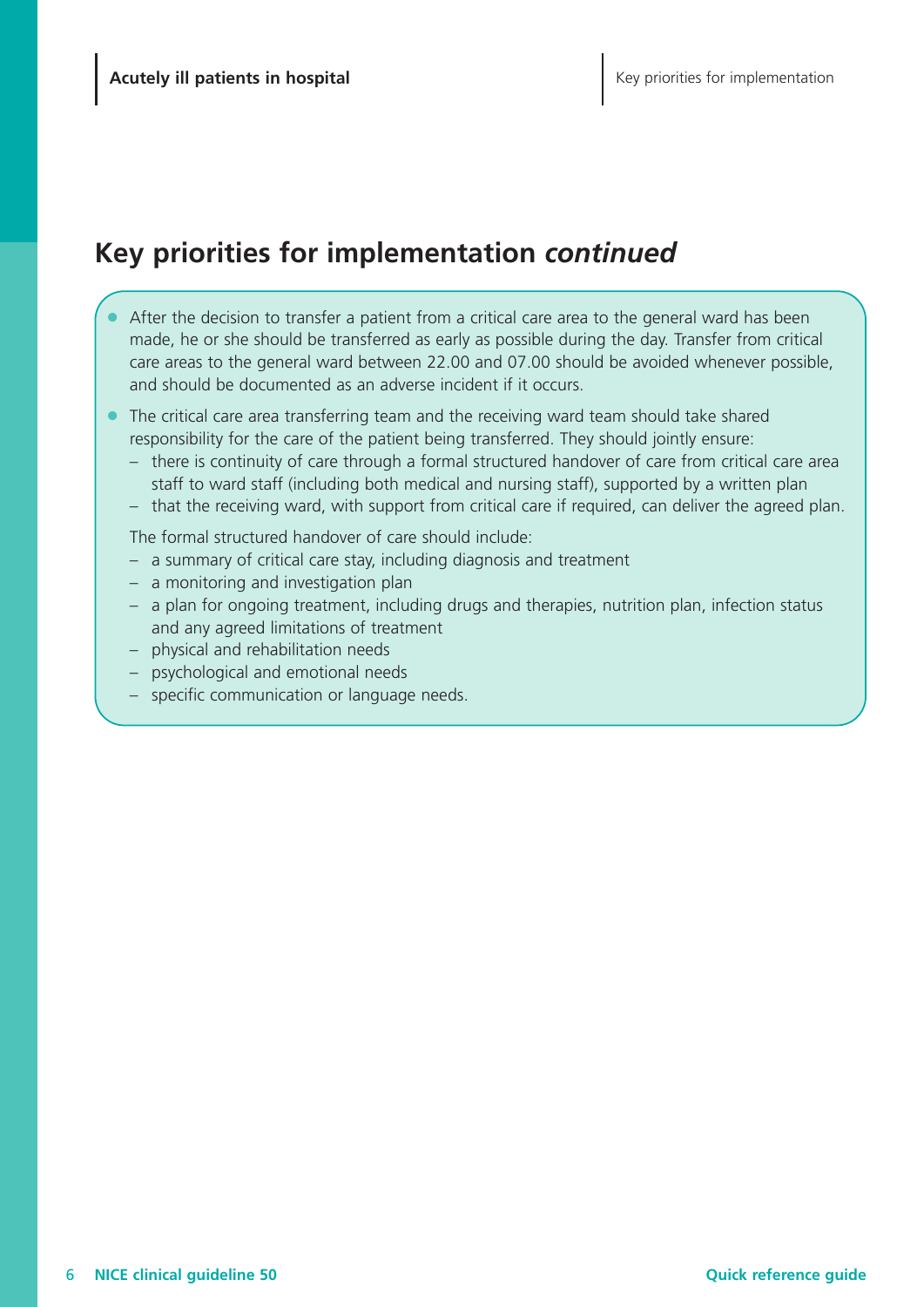## Key priorities for implementation *continued*

- After the decision to transfer a patient from a critical care area to the general ward has been made, he or she should be transferred as early as possible during the day. Transfer from critical care areas to the general ward between 22.00 and 07.00 should be avoided whenever possible, and should be documented as an adverse incident if it occurs.
- The critical care area transferring team and the receiving ward team should take shared responsibility for the care of the patient being transferred. They should jointly ensure:
  - there is continuity of care through a formal structured handover of care from critical care area staff to ward staff (including both medical and nursing staff), supported by a written plan
  - that the receiving ward, with support from critical care if required, can deliver the agreed plan.

  The formal structured handover of care should include:
  - a summary of critical care stay, including diagnosis and treatment
  - a monitoring and investigation plan
  - a plan for ongoing treatment, including drugs and therapies, nutrition plan, infection status and any agreed limitations of treatment
  - physical and rehabilitation needs
  - psychological and emotional needs
  - specific communication or language needs.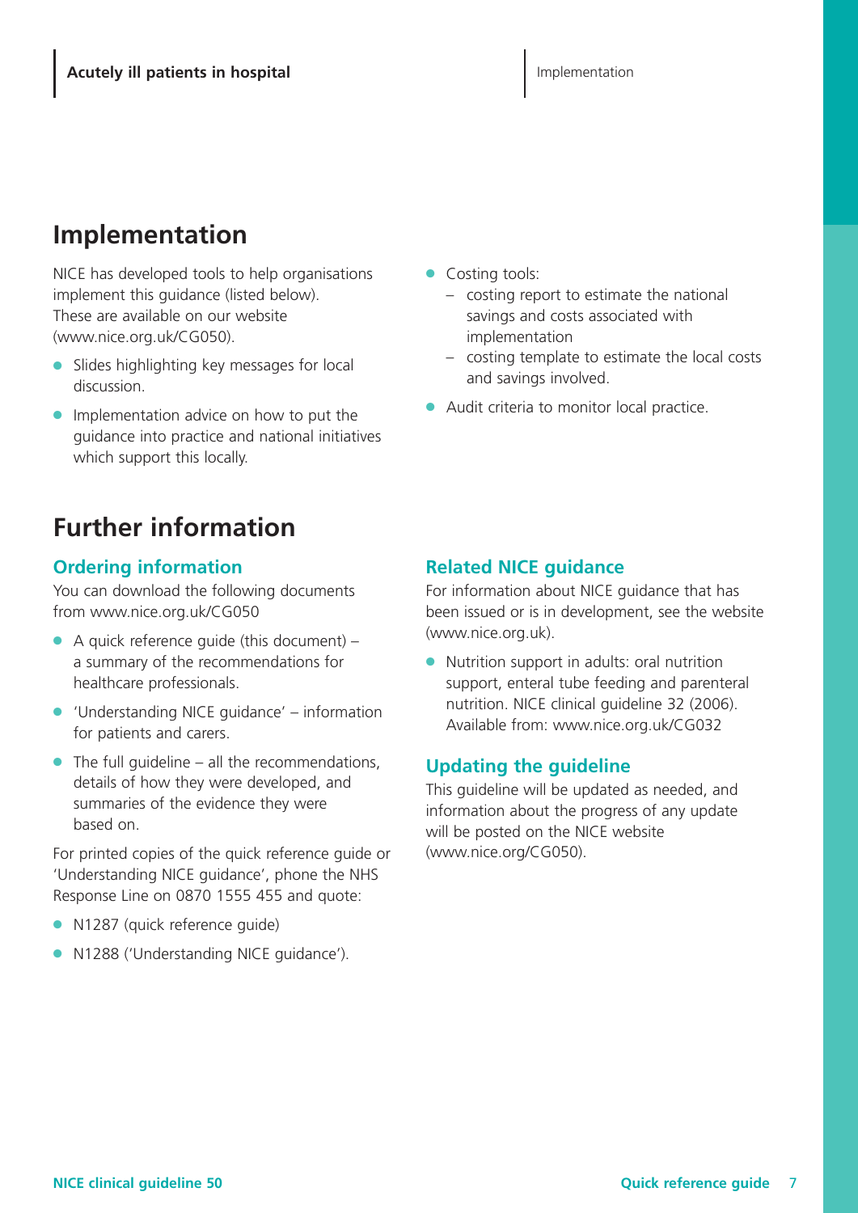# Implementation

NICE has developed tools to help organisations implement this guidance (listed below). These are available on our website (www.nice.org.uk/CG050).

- Slides highlighting key messages for local discussion.
- Implementation advice on how to put the guidance into practice and national initiatives which support this locally.
- Costing tools:
  - costing report to estimate the national savings and costs associated with implementation
  - costing template to estimate the local costs and savings involved.
- Audit criteria to monitor local practice.

# Further information

## Ordering information

You can download the following documents from www.nice.org.uk/CG050

- A quick reference guide (this document) – a summary of the recommendations for healthcare professionals.
- 'Understanding NICE guidance' – information for patients and carers.
- The full guideline – all the recommendations, details of how they were developed, and summaries of the evidence they were based on.

For printed copies of the quick reference guide or 'Understanding NICE guidance', phone the NHS Response Line on 0870 1555 455 and quote:

- N1287 (quick reference guide)
- N1288 ('Understanding NICE guidance').

## Related NICE guidance

For information about NICE guidance that has been issued or is in development, see the website (www.nice.org.uk).

- Nutrition support in adults: oral nutrition support, enteral tube feeding and parenteral nutrition. NICE clinical guideline 32 (2006). Available from: www.nice.org.uk/CG032

## Updating the guideline

This guideline will be updated as needed, and information about the progress of any update will be posted on the NICE website (www.nice.org/CG050).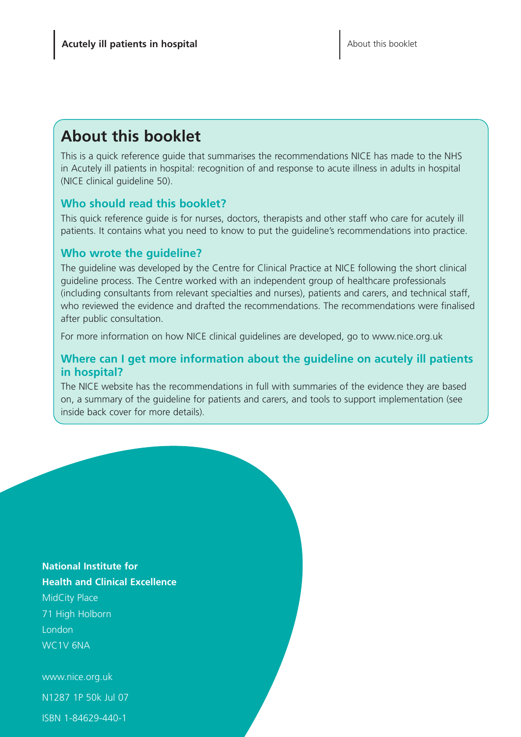## About this booklet

This is a quick reference guide that summarises the recommendations NICE has made to the NHS in Acutely ill patients in hospital: recognition of and response to acute illness in adults in hospital (NICE clinical guideline 50).

### Who should read this booklet?

This quick reference guide is for nurses, doctors, therapists and other staff who care for acutely ill patients. It contains what you need to know to put the guideline's recommendations into practice.

### Who wrote the guideline?

The guideline was developed by the Centre for Clinical Practice at NICE following the short clinical guideline process. The Centre worked with an independent group of healthcare professionals (including consultants from relevant specialties and nurses), patients and carers, and technical staff, who reviewed the evidence and drafted the recommendations. The recommendations were finalised after public consultation.

For more information on how NICE clinical guidelines are developed, go to www.nice.org.uk

### Where can I get more information about the guideline on acutely ill patients in hospital?

The NICE website has the recommendations in full with summaries of the evidence they are based on, a summary of the guideline for patients and carers, and tools to support implementation (see inside back cover for more details).

**National Institute for Health and Clinical Excellence**
MidCity Place
71 High Holborn
London
WC1V 6NA

www.nice.org.uk

N1287 1P 50k Jul 07

ISBN 1-84629-440-1